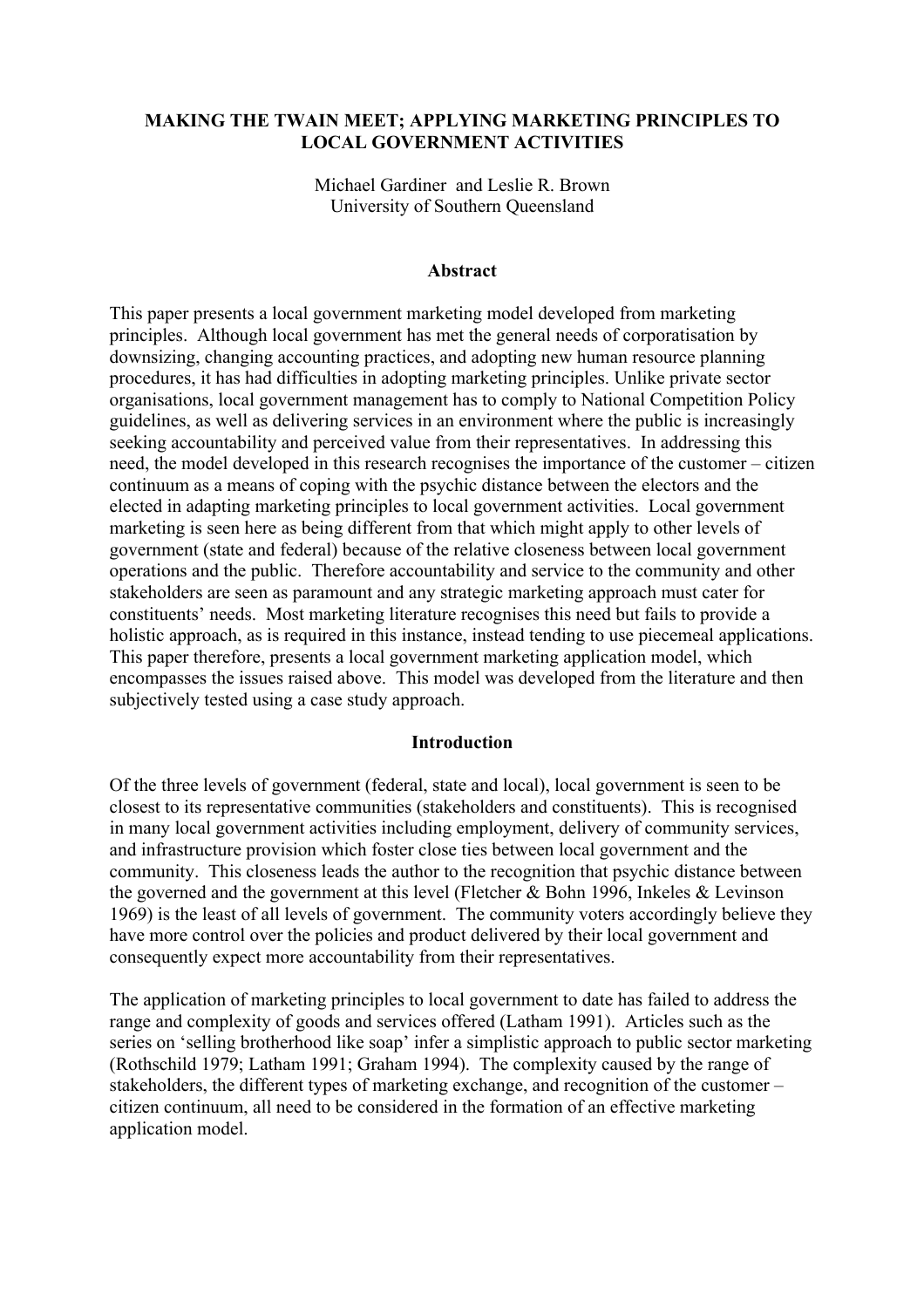# MAKING THE TWAIN MEET; APPLYING MARKETING PRINCIPLES TO LOCAL GOVERNMENT ACTIVITIES

Michael Gardiner and Leslie R. Brown
University of Southern Queensland

## Abstract

This paper presents a local government marketing model developed from marketing principles. Although local government has met the general needs of corporatisation by downsizing, changing accounting practices, and adopting new human resource planning procedures, it has had difficulties in adopting marketing principles. Unlike private sector organisations, local government management has to comply to National Competition Policy guidelines, as well as delivering services in an environment where the public is increasingly seeking accountability and perceived value from their representatives. In addressing this need, the model developed in this research recognises the importance of the customer – citizen continuum as a means of coping with the psychic distance between the electors and the elected in adapting marketing principles to local government activities. Local government marketing is seen here as being different from that which might apply to other levels of government (state and federal) because of the relative closeness between local government operations and the public. Therefore accountability and service to the community and other stakeholders are seen as paramount and any strategic marketing approach must cater for constituents' needs. Most marketing literature recognises this need but fails to provide a holistic approach, as is required in this instance, instead tending to use piecemeal applications. This paper therefore, presents a local government marketing application model, which encompasses the issues raised above. This model was developed from the literature and then subjectively tested using a case study approach.

## Introduction

Of the three levels of government (federal, state and local), local government is seen to be closest to its representative communities (stakeholders and constituents). This is recognised in many local government activities including employment, delivery of community services, and infrastructure provision which foster close ties between local government and the community. This closeness leads the author to the recognition that psychic distance between the governed and the government at this level (Fletcher & Bohn 1996, Inkeles & Levinson 1969) is the least of all levels of government. The community voters accordingly believe they have more control over the policies and product delivered by their local government and consequently expect more accountability from their representatives.

The application of marketing principles to local government to date has failed to address the range and complexity of goods and services offered (Latham 1991). Articles such as the series on 'selling brotherhood like soap' infer a simplistic approach to public sector marketing (Rothschild 1979; Latham 1991; Graham 1994). The complexity caused by the range of stakeholders, the different types of marketing exchange, and recognition of the customer – citizen continuum, all need to be considered in the formation of an effective marketing application model.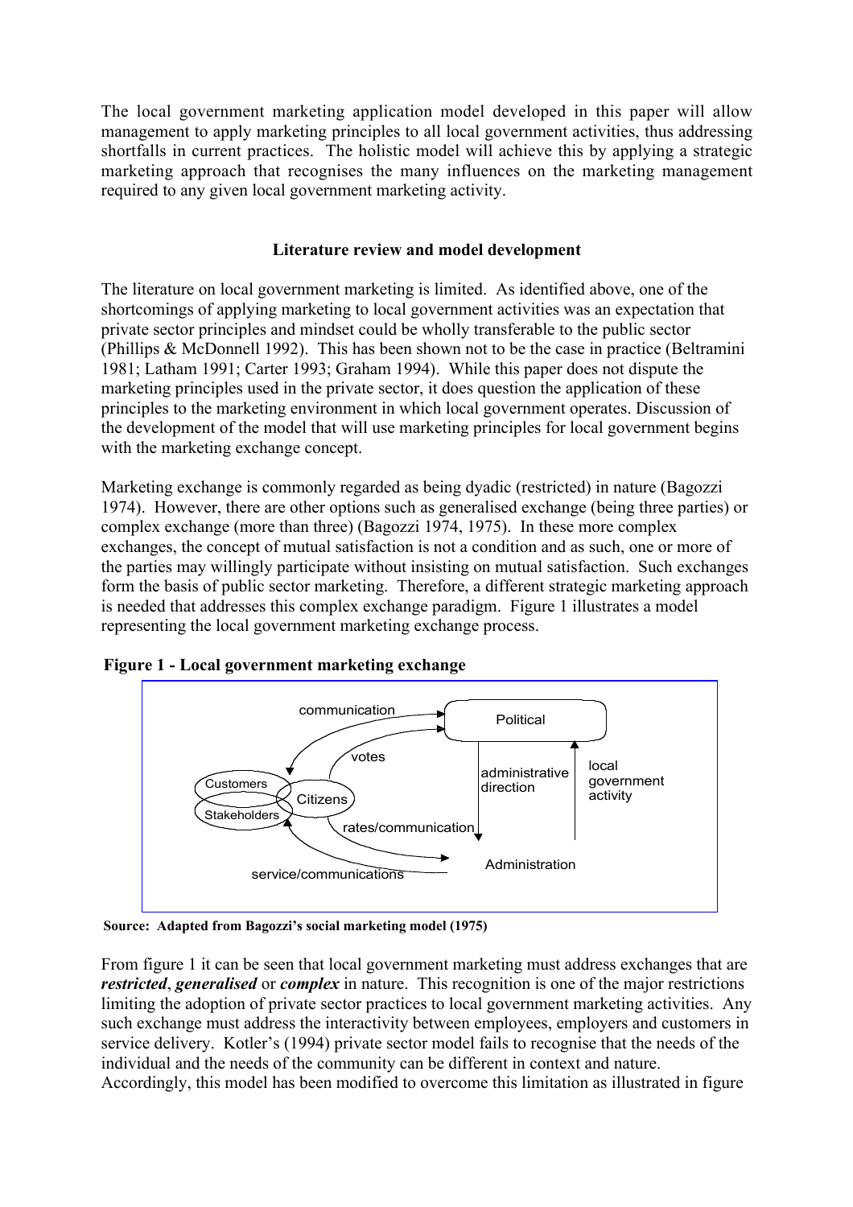The local government marketing application model developed in this paper will allow management to apply marketing principles to all local government activities, thus addressing shortfalls in current practices. The holistic model will achieve this by applying a strategic marketing approach that recognises the many influences on the marketing management required to any given local government marketing activity.

## Literature review and model development

The literature on local government marketing is limited. As identified above, one of the shortcomings of applying marketing to local government activities was an expectation that private sector principles and mindset could be wholly transferable to the public sector (Phillips & McDonnell 1992). This has been shown not to be the case in practice (Beltramini 1981; Latham 1991; Carter 1993; Graham 1994). While this paper does not dispute the marketing principles used in the private sector, it does question the application of these principles to the marketing environment in which local government operates. Discussion of the development of the model that will use marketing principles for local government begins with the marketing exchange concept.

Marketing exchange is commonly regarded as being dyadic (restricted) in nature (Bagozzi 1974). However, there are other options such as generalised exchange (being three parties) or complex exchange (more than three) (Bagozzi 1974, 1975). In these more complex exchanges, the concept of mutual satisfaction is not a condition and as such, one or more of the parties may willingly participate without insisting on mutual satisfaction. Such exchanges form the basis of public sector marketing. Therefore, a different strategic marketing approach is needed that addresses this complex exchange paradigm. Figure 1 illustrates a model representing the local government marketing exchange process.

**Figure 1 - Local government marketing exchange**

**Source: Adapted from Bagozzi's social marketing model (1975)**

From figure 1 it can be seen that local government marketing must address exchanges that are ***restricted***, ***generalised*** or ***complex*** in nature. This recognition is one of the major restrictions limiting the adoption of private sector practices to local government marketing activities. Any such exchange must address the interactivity between employees, employers and customers in service delivery. Kotler's (1994) private sector model fails to recognise that the needs of the individual and the needs of the community can be different in context and nature. Accordingly, this model has been modified to overcome this limitation as illustrated in figure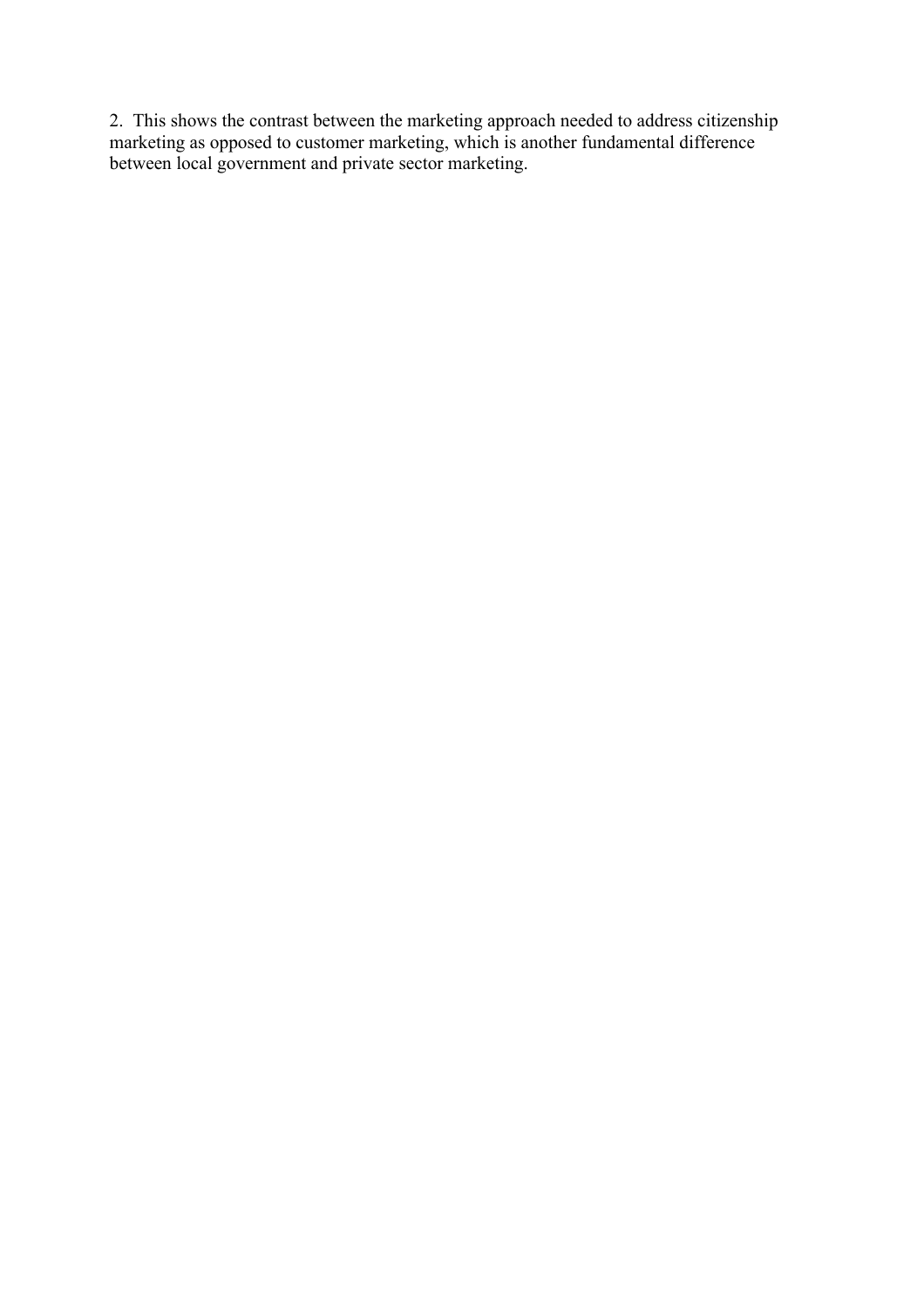2. This shows the contrast between the marketing approach needed to address citizenship marketing as opposed to customer marketing, which is another fundamental difference between local government and private sector marketing.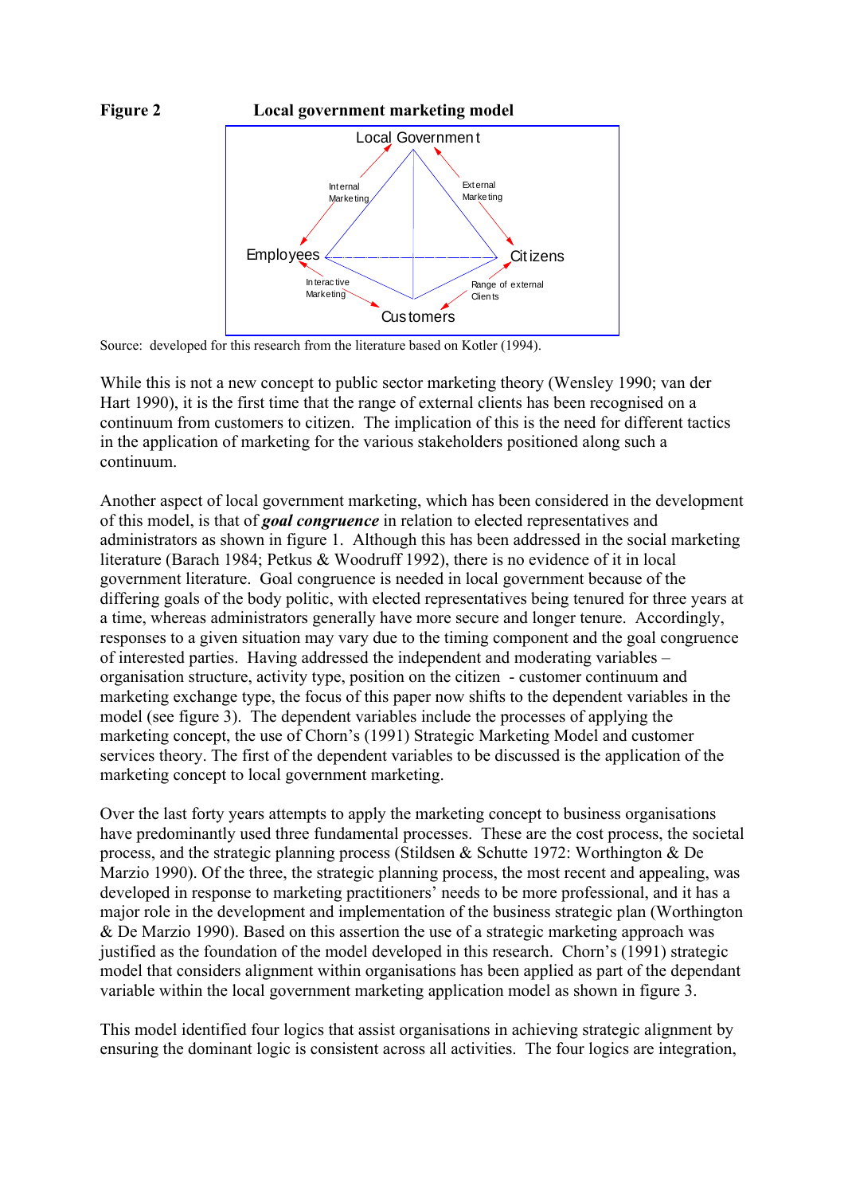**Figure 2** **Local government marketing model**

Local Government

Internal Marketing

External Marketing

Employees

Citizens

Interactive Marketing

Range of external Clients

Customers

Source: developed for this research from the literature based on Kotler (1994).

While this is not a new concept to public sector marketing theory (Wensley 1990; van der Hart 1990), it is the first time that the range of external clients has been recognised on a continuum from customers to citizen. The implication of this is the need for different tactics in the application of marketing for the various stakeholders positioned along such a continuum.

Another aspect of local government marketing, which has been considered in the development of this model, is that of ***goal congruence*** in relation to elected representatives and administrators as shown in figure 1. Although this has been addressed in the social marketing literature (Barach 1984; Petkus & Woodruff 1992), there is no evidence of it in local government literature. Goal congruence is needed in local government because of the differing goals of the body politic, with elected representatives being tenured for three years at a time, whereas administrators generally have more secure and longer tenure. Accordingly, responses to a given situation may vary due to the timing component and the goal congruence of interested parties. Having addressed the independent and moderating variables – organisation structure, activity type, position on the citizen - customer continuum and marketing exchange type, the focus of this paper now shifts to the dependent variables in the model (see figure 3). The dependent variables include the processes of applying the marketing concept, the use of Chorn's (1991) Strategic Marketing Model and customer services theory. The first of the dependent variables to be discussed is the application of the marketing concept to local government marketing.

Over the last forty years attempts to apply the marketing concept to business organisations have predominantly used three fundamental processes. These are the cost process, the societal process, and the strategic planning process (Stildsen & Schutte 1972: Worthington & De Marzio 1990). Of the three, the strategic planning process, the most recent and appealing, was developed in response to marketing practitioners' needs to be more professional, and it has a major role in the development and implementation of the business strategic plan (Worthington & De Marzio 1990). Based on this assertion the use of a strategic marketing approach was justified as the foundation of the model developed in this research. Chorn's (1991) strategic model that considers alignment within organisations has been applied as part of the dependant variable within the local government marketing application model as shown in figure 3.

This model identified four logics that assist organisations in achieving strategic alignment by ensuring the dominant logic is consistent across all activities. The four logics are integration,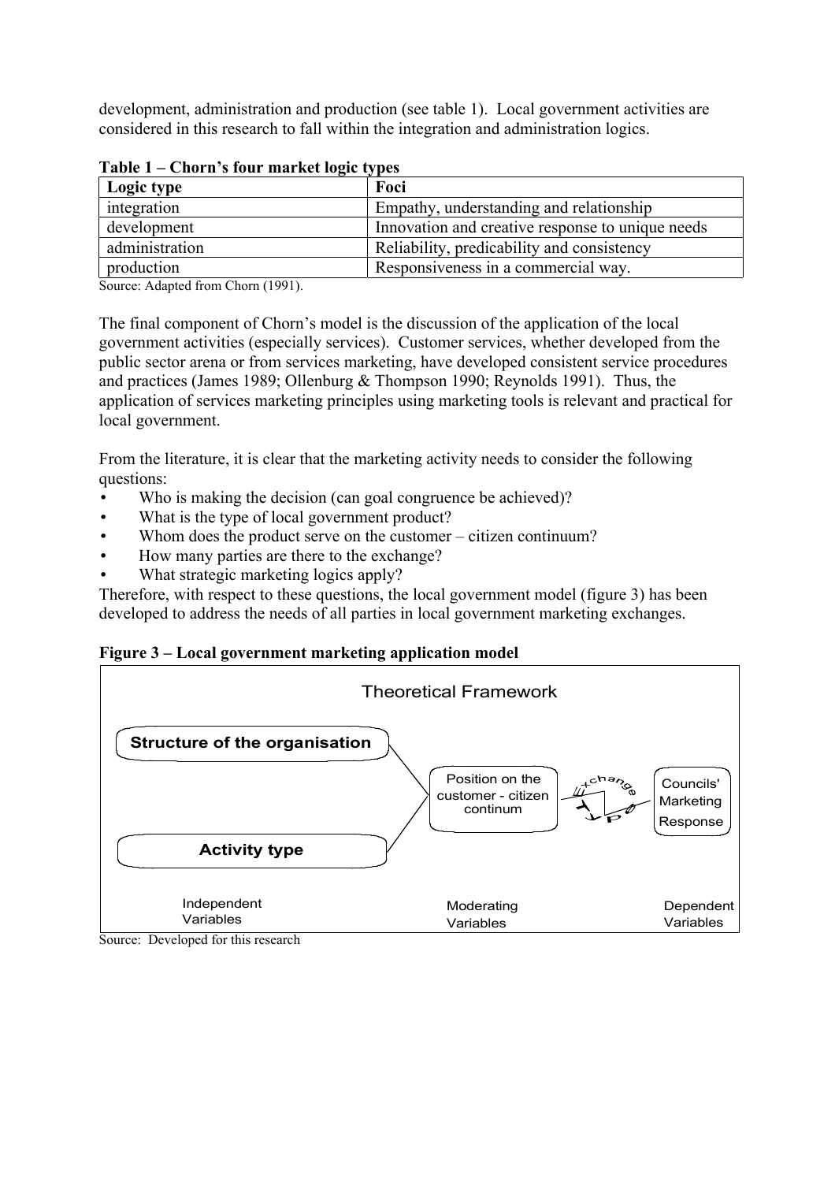development, administration and production (see table 1). Local government activities are considered in this research to fall within the integration and administration logics.

**Table 1 – Chorn's four market logic types**

| Logic type | Foci |
|---|---|
| integration | Empathy, understanding and relationship |
| development | Innovation and creative response to unique needs |
| administration | Reliability, predicability and consistency |
| production | Responsiveness in a commercial way. |

Source: Adapted from Chorn (1991).

The final component of Chorn's model is the discussion of the application of the local government activities (especially services). Customer services, whether developed from the public sector arena or from services marketing, have developed consistent service procedures and practices (James 1989; Ollenburg & Thompson 1990; Reynolds 1991). Thus, the application of services marketing principles using marketing tools is relevant and practical for local government.

From the literature, it is clear that the marketing activity needs to consider the following questions:

- Who is making the decision (can goal congruence be achieved)?
- What is the type of local government product?
- Whom does the product serve on the customer – citizen continuum?
- How many parties are there to the exchange?
- What strategic marketing logics apply?

Therefore, with respect to these questions, the local government model (figure 3) has been developed to address the needs of all parties in local government marketing exchanges.

**Figure 3 – Local government marketing application model**

Theoretical Framework

Structure of the organisation

Activity type

Position on the customer - citizen continum

Exchange Type

Councils' Marketing Response

Independent Variables

Moderating Variables

Dependent Variables

Source: Developed for this research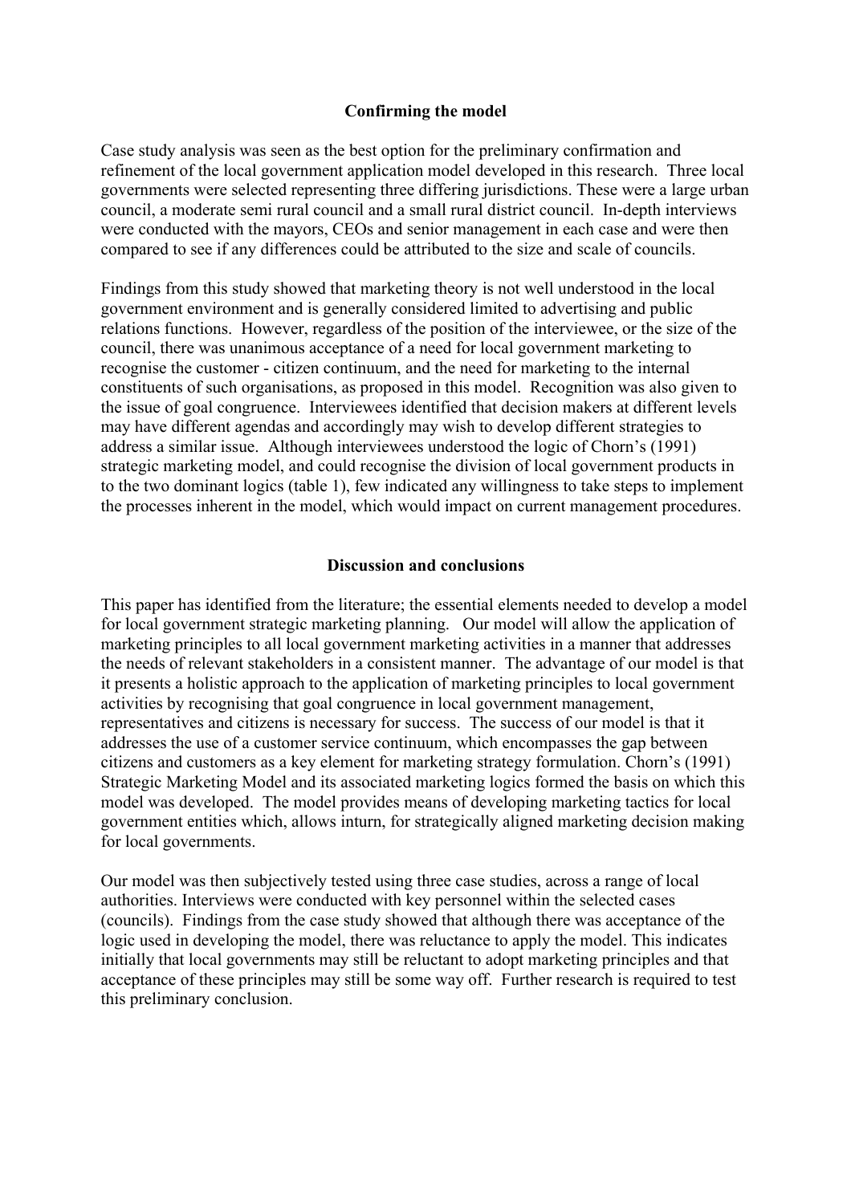## Confirming the model

Case study analysis was seen as the best option for the preliminary confirmation and refinement of the local government application model developed in this research. Three local governments were selected representing three differing jurisdictions. These were a large urban council, a moderate semi rural council and a small rural district council. In-depth interviews were conducted with the mayors, CEOs and senior management in each case and were then compared to see if any differences could be attributed to the size and scale of councils.

Findings from this study showed that marketing theory is not well understood in the local government environment and is generally considered limited to advertising and public relations functions. However, regardless of the position of the interviewee, or the size of the council, there was unanimous acceptance of a need for local government marketing to recognise the customer - citizen continuum, and the need for marketing to the internal constituents of such organisations, as proposed in this model. Recognition was also given to the issue of goal congruence. Interviewees identified that decision makers at different levels may have different agendas and accordingly may wish to develop different strategies to address a similar issue. Although interviewees understood the logic of Chorn's (1991) strategic marketing model, and could recognise the division of local government products in to the two dominant logics (table 1), few indicated any willingness to take steps to implement the processes inherent in the model, which would impact on current management procedures.

## Discussion and conclusions

This paper has identified from the literature; the essential elements needed to develop a model for local government strategic marketing planning. Our model will allow the application of marketing principles to all local government marketing activities in a manner that addresses the needs of relevant stakeholders in a consistent manner. The advantage of our model is that it presents a holistic approach to the application of marketing principles to local government activities by recognising that goal congruence in local government management, representatives and citizens is necessary for success. The success of our model is that it addresses the use of a customer service continuum, which encompasses the gap between citizens and customers as a key element for marketing strategy formulation. Chorn's (1991) Strategic Marketing Model and its associated marketing logics formed the basis on which this model was developed. The model provides means of developing marketing tactics for local government entities which, allows inturn, for strategically aligned marketing decision making for local governments.

Our model was then subjectively tested using three case studies, across a range of local authorities. Interviews were conducted with key personnel within the selected cases (councils). Findings from the case study showed that although there was acceptance of the logic used in developing the model, there was reluctance to apply the model. This indicates initially that local governments may still be reluctant to adopt marketing principles and that acceptance of these principles may still be some way off. Further research is required to test this preliminary conclusion.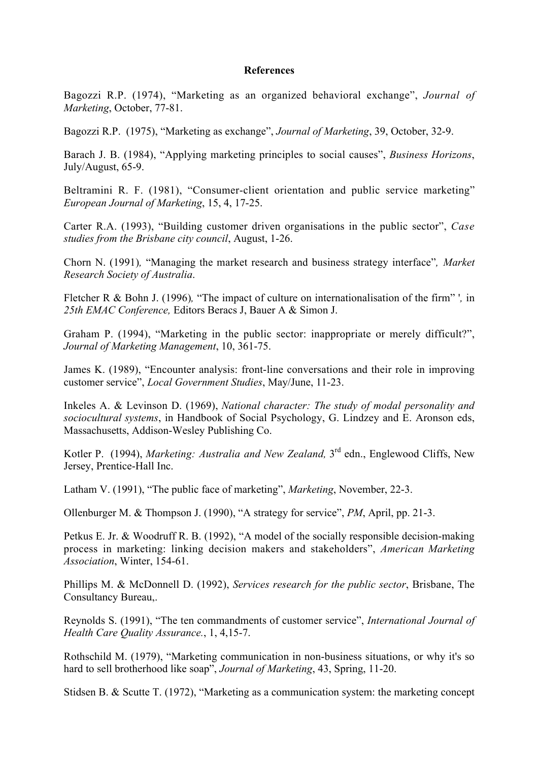**References**

Bagozzi R.P. (1974), "Marketing as an organized behavioral exchange", *Journal of Marketing*, October, 77-81.

Bagozzi R.P. (1975), "Marketing as exchange", *Journal of Marketing*, 39, October, 32-9.

Barach J. B. (1984), "Applying marketing principles to social causes", *Business Horizons*, July/August, 65-9.

Beltramini R. F. (1981), "Consumer-client orientation and public service marketing" *European Journal of Marketing*, 15, 4, 17-25.

Carter R.A. (1993), "Building customer driven organisations in the public sector", *Case studies from the Brisbane city council*, August, 1-26.

Chorn N. (1991), "Managing the market research and business strategy interface", *Market Research Society of Australia*.

Fletcher R & Bohn J. (1996), "The impact of culture on internationalisation of the firm" ', in *25th EMAC Conference,* Editors Beracs J, Bauer A & Simon J.

Graham P. (1994), "Marketing in the public sector: inappropriate or merely difficult?", *Journal of Marketing Management*, 10, 361-75.

James K. (1989), "Encounter analysis: front-line conversations and their role in improving customer service", *Local Government Studies*, May/June, 11-23.

Inkeles A. & Levinson D. (1969), *National character: The study of modal personality and sociocultural systems*, in Handbook of Social Psychology, G. Lindzey and E. Aronson eds, Massachusetts, Addison-Wesley Publishing Co.

Kotler P. (1994), *Marketing: Australia and New Zealand,* 3rd edn., Englewood Cliffs, New Jersey, Prentice-Hall Inc.

Latham V. (1991), "The public face of marketing", *Marketing*, November, 22-3.

Ollenburger M. & Thompson J. (1990), "A strategy for service", *PM*, April, pp. 21-3.

Petkus E. Jr. & Woodruff R. B. (1992), "A model of the socially responsible decision-making process in marketing: linking decision makers and stakeholders", *American Marketing Association*, Winter, 154-61.

Phillips M. & McDonnell D. (1992), *Services research for the public sector*, Brisbane, The Consultancy Bureau,.

Reynolds S. (1991), "The ten commandments of customer service", *International Journal of Health Care Quality Assurance.*, 1, 4,15-7.

Rothschild M. (1979), "Marketing communication in non-business situations, or why it's so hard to sell brotherhood like soap", *Journal of Marketing*, 43, Spring, 11-20.

Stidsen B. & Scutte T. (1972), "Marketing as a communication system: the marketing concept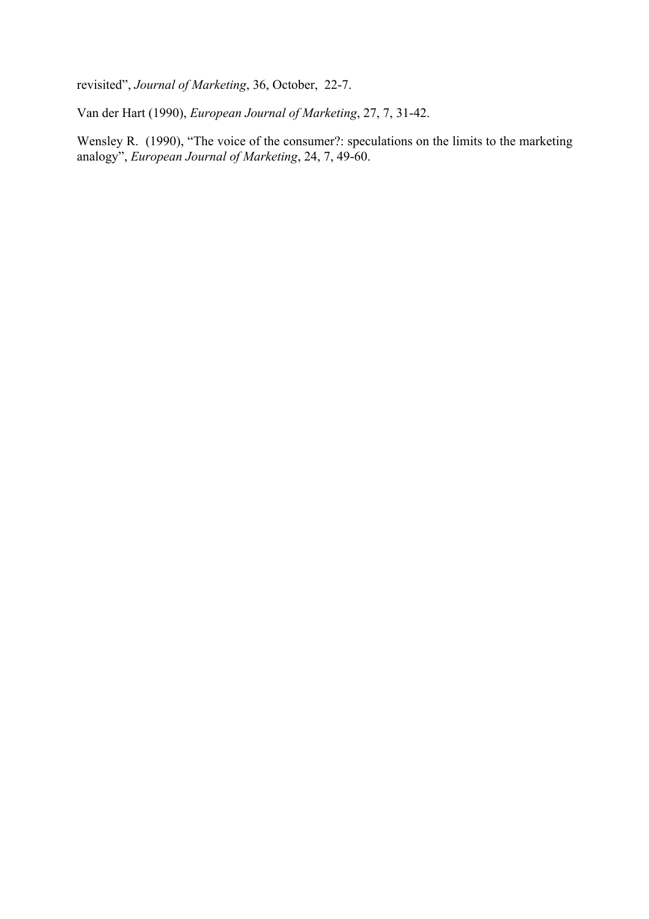revisited", *Journal of Marketing*, 36, October, 22-7.

Van der Hart (1990), *European Journal of Marketing*, 27, 7, 31-42.

Wensley R. (1990), "The voice of the consumer?: speculations on the limits to the marketing analogy", *European Journal of Marketing*, 24, 7, 49-60.